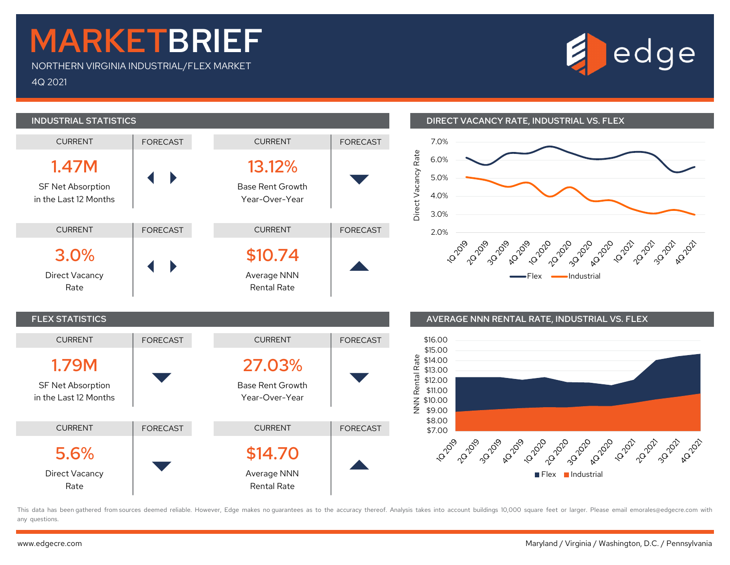# MARKETBRIEF

NORTHERN VIRGINIA INDUSTRIAL/FLEX MARKET

4Q 2021

edge

## INDUSTRIAL STATISTICS

| CURRENT | FORECAST |
|---|---|
| **1.47M** SF Net Absorption in the Last 12 Months | ◀ ▶ |
| **13.12%** Base Rent Growth Year-Over-Year | ▼ |
| **3.0%** Direct Vacancy Rate | ◀ ▶ |
| **$10.74** Average NNN Rental Rate | ▲ |

## DIRECT VACANCY RATE, INDUSTRIAL VS. FLEX

Direct Vacancy Rate: 7.0%, 6.0%, 5.0%, 4.0%, 3.0%, 2.0%

1Q 2019, 2Q 2019, 3Q 2019, 4Q 2019, 1Q 2020, 2Q 2020, 3Q 2020, 4Q 2020, 1Q 2021, 2Q 2021, 3Q 2021, 4Q 2021

Flex — Industrial

## FLEX STATISTICS

| CURRENT | FORECAST |
|---|---|
| **1.79M** SF Net Absorption in the Last 12 Months | ▼ |
| **27.03%** Base Rent Growth Year-Over-Year | ▼ |
| **5.6%** Direct Vacancy Rate | ▼ |
| **$14.70** Average NNN Rental Rate | ▲ |

## AVERAGE NNN RENTAL RATE, INDUSTRIAL VS. FLEX

NNN Rental Rate: $16.00, $15.00, $14.00, $13.00, $12.00, $11.00, $10.00, $9.00, $8.00, $7.00

1Q 2019, 2Q 2019, 3Q 2019, 4Q 2019, 1Q 2020, 2Q 2020, 3Q 2020, 4Q 2020, 1Q 2021, 2Q 2021, 3Q 2021, 4Q 2021

■ Flex ■ Industrial

This data has been gathered from sources deemed reliable. However, Edge makes no guarantees as to the accuracy thereof. Analysis takes into account buildings 10,000 square feet or larger. Please email emorales@edgecre.com with any questions.

www.edgecre.com

Maryland / Virginia / Washington, D.C. / Pennsylvania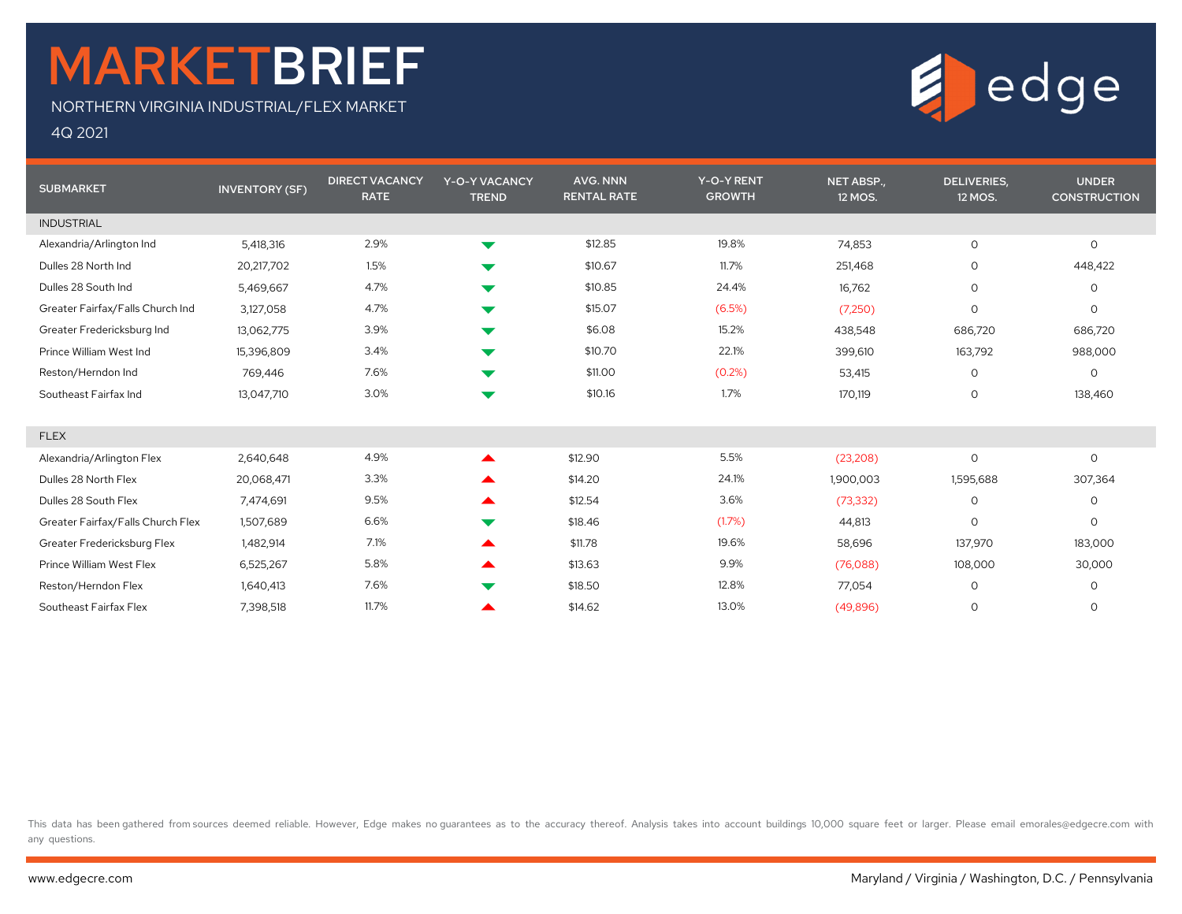# MARKETBRIEF

NORTHERN VIRGINIA INDUSTRIAL/FLEX MARKET

4Q 2021

| SUBMARKET | INVENTORY (SF) | DIRECT VACANCY RATE | Y-O-Y VACANCY TREND | AVG. NNN RENTAL RATE | Y-O-Y RENT GROWTH | NET ABSP., 12 MOS. | DELIVERIES, 12 MOS. | UNDER CONSTRUCTION |
|---|---|---|---|---|---|---|---|---|
| INDUSTRIAL | | | | | | | | |
| Alexandria/Arlington Ind | 5,418,316 | 2.9% | ▼ | $12.85 | 19.8% | 74,853 | 0 | 0 |
| Dulles 28 North Ind | 20,217,702 | 1.5% | ▼ | $10.67 | 11.7% | 251,468 | 0 | 448,422 |
| Dulles 28 South Ind | 5,469,667 | 4.7% | ▼ | $10.85 | 24.4% | 16,762 | 0 | 0 |
| Greater Fairfax/Falls Church Ind | 3,127,058 | 4.7% | ▼ | $15.07 | (6.5%) | (7,250) | 0 | 0 |
| Greater Fredericksburg Ind | 13,062,775 | 3.9% | ▼ | $6.08 | 15.2% | 438,548 | 686,720 | 686,720 |
| Prince William West Ind | 15,396,809 | 3.4% | ▼ | $10.70 | 22.1% | 399,610 | 163,792 | 988,000 |
| Reston/Herndon Ind | 769,446 | 7.6% | ▼ | $11.00 | (0.2%) | 53,415 | 0 | 0 |
| Southeast Fairfax Ind | 13,047,710 | 3.0% | ▼ | $10.16 | 1.7% | 170,119 | 0 | 138,460 |
| FLEX | | | | | | | | |
| Alexandria/Arlington Flex | 2,640,648 | 4.9% | ▲ | $12.90 | 5.5% | (23,208) | 0 | 0 |
| Dulles 28 North Flex | 20,068,471 | 3.3% | ▲ | $14.20 | 24.1% | 1,900,003 | 1,595,688 | 307,364 |
| Dulles 28 South Flex | 7,474,691 | 9.5% | ▲ | $12.54 | 3.6% | (73,332) | 0 | 0 |
| Greater Fairfax/Falls Church Flex | 1,507,689 | 6.6% | ▼ | $18.46 | (1.7%) | 44,813 | 0 | 0 |
| Greater Fredericksburg Flex | 1,482,914 | 7.1% | ▲ | $11.78 | 19.6% | 58,696 | 137,970 | 183,000 |
| Prince William West Flex | 6,525,267 | 5.8% | ▲ | $13.63 | 9.9% | (76,088) | 108,000 | 30,000 |
| Reston/Herndon Flex | 1,640,413 | 7.6% | ▼ | $18.50 | 12.8% | 77,054 | 0 | 0 |
| Southeast Fairfax Flex | 7,398,518 | 11.7% | ▲ | $14.62 | 13.0% | (49,896) | 0 | 0 |

This data has been gathered from sources deemed reliable. However, Edge makes no guarantees as to the accuracy thereof. Analysis takes into account buildings 10,000 square feet or larger. Please email emorales@edgecre.com with any questions.

www.edgecre.com

Maryland / Virginia / Washington, D.C. / Pennsylvania